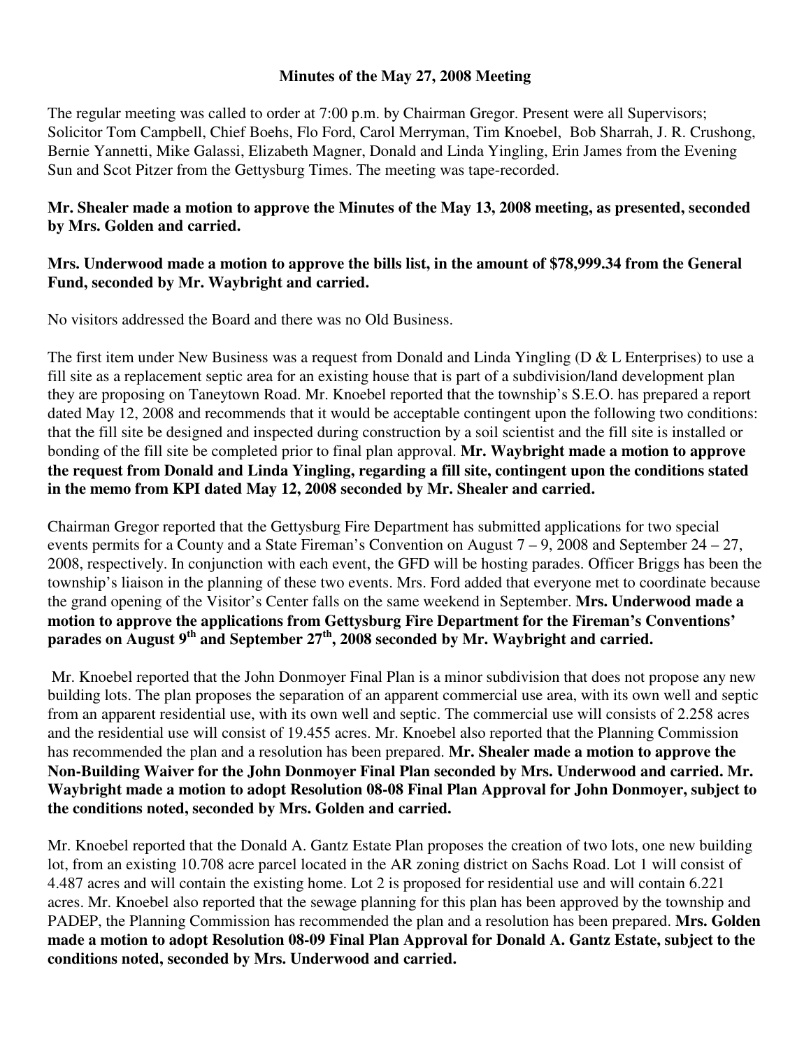**Minutes of the May 27, 2008 Meeting**

The regular meeting was called to order at 7:00 p.m. by Chairman Gregor. Present were all Supervisors; Solicitor Tom Campbell, Chief Boehs, Flo Ford, Carol Merryman, Tim Knoebel, Bob Sharrah, J. R. Crushong, Bernie Yannetti, Mike Galassi, Elizabeth Magner, Donald and Linda Yingling, Erin James from the Evening Sun and Scot Pitzer from the Gettysburg Times. The meeting was tape-recorded.

**Mr. Shealer made a motion to approve the Minutes of the May 13, 2008 meeting, as presented, seconded by Mrs. Golden and carried.**

**Mrs. Underwood made a motion to approve the bills list, in the amount of $78,999.34 from the General Fund, seconded by Mr. Waybright and carried.**

No visitors addressed the Board and there was no Old Business.

The first item under New Business was a request from Donald and Linda Yingling (D & L Enterprises) to use a fill site as a replacement septic area for an existing house that is part of a subdivision/land development plan they are proposing on Taneytown Road. Mr. Knoebel reported that the township's S.E.O. has prepared a report dated May 12, 2008 and recommends that it would be acceptable contingent upon the following two conditions: that the fill site be designed and inspected during construction by a soil scientist and the fill site is installed or bonding of the fill site be completed prior to final plan approval. **Mr. Waybright made a motion to approve the request from Donald and Linda Yingling, regarding a fill site, contingent upon the conditions stated in the memo from KPI dated May 12, 2008 seconded by Mr. Shealer and carried.**

Chairman Gregor reported that the Gettysburg Fire Department has submitted applications for two special events permits for a County and a State Fireman's Convention on August 7 – 9, 2008 and September 24 – 27, 2008, respectively. In conjunction with each event, the GFD will be hosting parades. Officer Briggs has been the township's liaison in the planning of these two events. Mrs. Ford added that everyone met to coordinate because the grand opening of the Visitor's Center falls on the same weekend in September. **Mrs. Underwood made a motion to approve the applications from Gettysburg Fire Department for the Fireman's Conventions' parades on August 9th and September 27th, 2008 seconded by Mr. Waybright and carried.**

Mr. Knoebel reported that the John Donmoyer Final Plan is a minor subdivision that does not propose any new building lots. The plan proposes the separation of an apparent commercial use area, with its own well and septic from an apparent residential use, with its own well and septic. The commercial use will consists of 2.258 acres and the residential use will consist of 19.455 acres. Mr. Knoebel also reported that the Planning Commission has recommended the plan and a resolution has been prepared. **Mr. Shealer made a motion to approve the Non-Building Waiver for the John Donmoyer Final Plan seconded by Mrs. Underwood and carried. Mr. Waybright made a motion to adopt Resolution 08-08 Final Plan Approval for John Donmoyer, subject to the conditions noted, seconded by Mrs. Golden and carried.**

Mr. Knoebel reported that the Donald A. Gantz Estate Plan proposes the creation of two lots, one new building lot, from an existing 10.708 acre parcel located in the AR zoning district on Sachs Road. Lot 1 will consist of 4.487 acres and will contain the existing home. Lot 2 is proposed for residential use and will contain 6.221 acres. Mr. Knoebel also reported that the sewage planning for this plan has been approved by the township and PADEP, the Planning Commission has recommended the plan and a resolution has been prepared. **Mrs. Golden made a motion to adopt Resolution 08-09 Final Plan Approval for Donald A. Gantz Estate, subject to the conditions noted, seconded by Mrs. Underwood and carried.**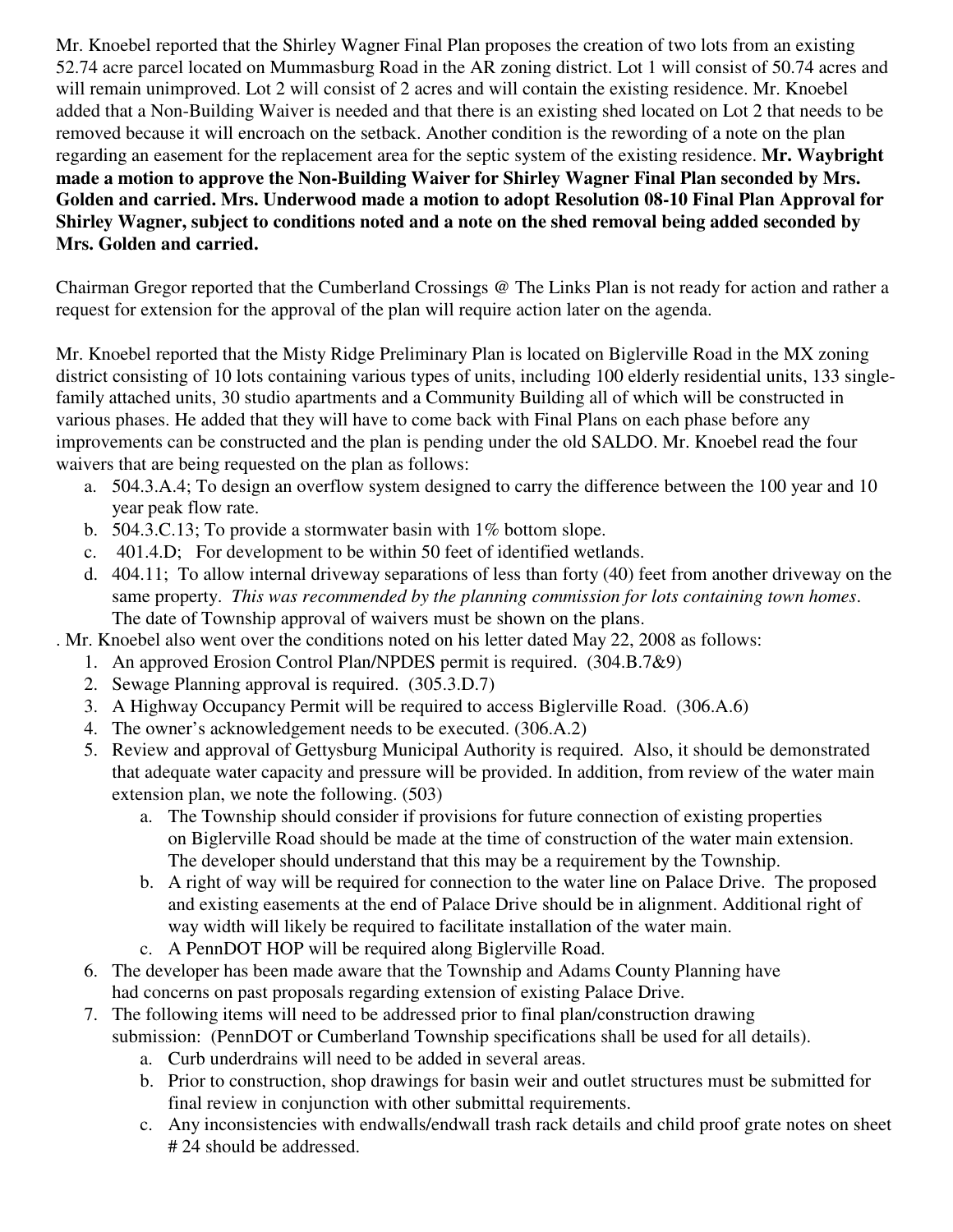Mr. Knoebel reported that the Shirley Wagner Final Plan proposes the creation of two lots from an existing 52.74 acre parcel located on Mummasburg Road in the AR zoning district. Lot 1 will consist of 50.74 acres and will remain unimproved. Lot 2 will consist of 2 acres and will contain the existing residence. Mr. Knoebel added that a Non-Building Waiver is needed and that there is an existing shed located on Lot 2 that needs to be removed because it will encroach on the setback. Another condition is the rewording of a note on the plan regarding an easement for the replacement area for the septic system of the existing residence. **Mr. Waybright made a motion to approve the Non-Building Waiver for Shirley Wagner Final Plan seconded by Mrs. Golden and carried. Mrs. Underwood made a motion to adopt Resolution 08-10 Final Plan Approval for Shirley Wagner, subject to conditions noted and a note on the shed removal being added seconded by Mrs. Golden and carried.**

Chairman Gregor reported that the Cumberland Crossings @ The Links Plan is not ready for action and rather a request for extension for the approval of the plan will require action later on the agenda.

Mr. Knoebel reported that the Misty Ridge Preliminary Plan is located on Biglerville Road in the MX zoning district consisting of 10 lots containing various types of units, including 100 elderly residential units, 133 single-family attached units, 30 studio apartments and a Community Building all of which will be constructed in various phases. He added that they will have to come back with Final Plans on each phase before any improvements can be constructed and the plan is pending under the old SALDO. Mr. Knoebel read the four waivers that are being requested on the plan as follows:

a. 504.3.A.4; To design an overflow system designed to carry the difference between the 100 year and 10 year peak flow rate.
b. 504.3.C.13; To provide a stormwater basin with 1% bottom slope.
c. 401.4.D; For development to be within 50 feet of identified wetlands.
d. 404.11; To allow internal driveway separations of less than forty (40) feet from another driveway on the same property. *This was recommended by the planning commission for lots containing town homes*. The date of Township approval of waivers must be shown on the plans.

. Mr. Knoebel also went over the conditions noted on his letter dated May 22, 2008 as follows:

1. An approved Erosion Control Plan/NPDES permit is required. (304.B.7&9)
2. Sewage Planning approval is required. (305.3.D.7)
3. A Highway Occupancy Permit will be required to access Biglerville Road. (306.A.6)
4. The owner's acknowledgement needs to be executed. (306.A.2)
5. Review and approval of Gettysburg Municipal Authority is required. Also, it should be demonstrated that adequate water capacity and pressure will be provided. In addition, from review of the water main extension plan, we note the following. (503)
   a. The Township should consider if provisions for future connection of existing properties on Biglerville Road should be made at the time of construction of the water main extension. The developer should understand that this may be a requirement by the Township.
   b. A right of way will be required for connection to the water line on Palace Drive. The proposed and existing easements at the end of Palace Drive should be in alignment. Additional right of way width will likely be required to facilitate installation of the water main.
   c. A PennDOT HOP will be required along Biglerville Road.
6. The developer has been made aware that the Township and Adams County Planning have had concerns on past proposals regarding extension of existing Palace Drive.
7. The following items will need to be addressed prior to final plan/construction drawing submission: (PennDOT or Cumberland Township specifications shall be used for all details).
   a. Curb underdrains will need to be added in several areas.
   b. Prior to construction, shop drawings for basin weir and outlet structures must be submitted for final review in conjunction with other submittal requirements.
   c. Any inconsistencies with endwalls/endwall trash rack details and child proof grate notes on sheet # 24 should be addressed.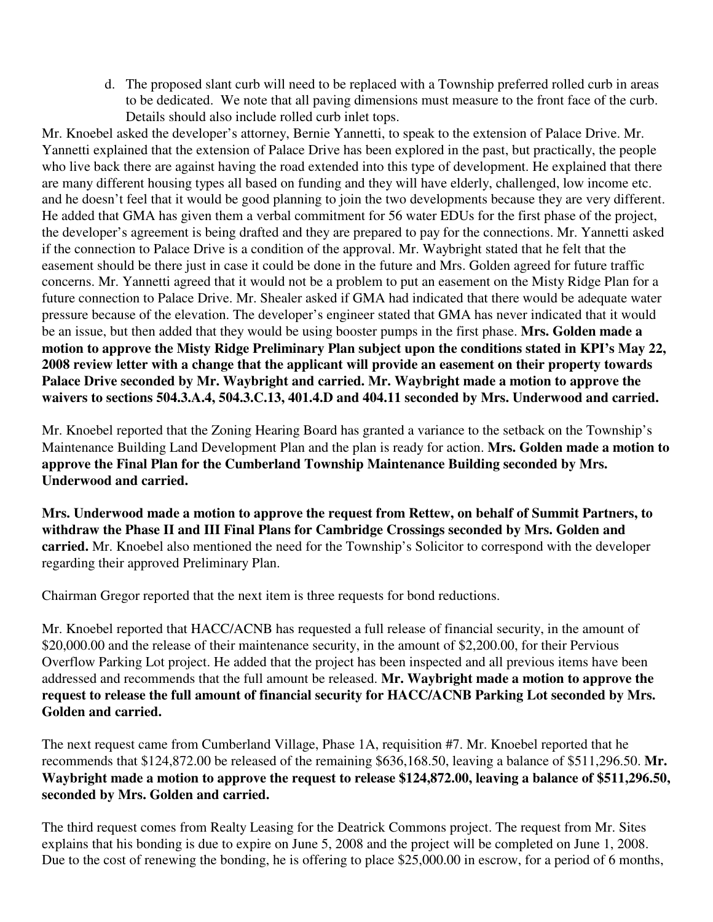d. The proposed slant curb will need to be replaced with a Township preferred rolled curb in areas to be dedicated. We note that all paving dimensions must measure to the front face of the curb. Details should also include rolled curb inlet tops.

Mr. Knoebel asked the developer's attorney, Bernie Yannetti, to speak to the extension of Palace Drive. Mr. Yannetti explained that the extension of Palace Drive has been explored in the past, but practically, the people who live back there are against having the road extended into this type of development. He explained that there are many different housing types all based on funding and they will have elderly, challenged, low income etc. and he doesn't feel that it would be good planning to join the two developments because they are very different. He added that GMA has given them a verbal commitment for 56 water EDUs for the first phase of the project, the developer's agreement is being drafted and they are prepared to pay for the connections. Mr. Yannetti asked if the connection to Palace Drive is a condition of the approval. Mr. Waybright stated that he felt that the easement should be there just in case it could be done in the future and Mrs. Golden agreed for future traffic concerns. Mr. Yannetti agreed that it would not be a problem to put an easement on the Misty Ridge Plan for a future connection to Palace Drive. Mr. Shealer asked if GMA had indicated that there would be adequate water pressure because of the elevation. The developer's engineer stated that GMA has never indicated that it would be an issue, but then added that they would be using booster pumps in the first phase. **Mrs. Golden made a motion to approve the Misty Ridge Preliminary Plan subject upon the conditions stated in KPI's May 22, 2008 review letter with a change that the applicant will provide an easement on their property towards Palace Drive seconded by Mr. Waybright and carried. Mr. Waybright made a motion to approve the waivers to sections 504.3.A.4, 504.3.C.13, 401.4.D and 404.11 seconded by Mrs. Underwood and carried.**

Mr. Knoebel reported that the Zoning Hearing Board has granted a variance to the setback on the Township's Maintenance Building Land Development Plan and the plan is ready for action. **Mrs. Golden made a motion to approve the Final Plan for the Cumberland Township Maintenance Building seconded by Mrs. Underwood and carried.**

**Mrs. Underwood made a motion to approve the request from Rettew, on behalf of Summit Partners, to withdraw the Phase II and III Final Plans for Cambridge Crossings seconded by Mrs. Golden and carried.** Mr. Knoebel also mentioned the need for the Township's Solicitor to correspond with the developer regarding their approved Preliminary Plan.

Chairman Gregor reported that the next item is three requests for bond reductions.

Mr. Knoebel reported that HACC/ACNB has requested a full release of financial security, in the amount of $20,000.00 and the release of their maintenance security, in the amount of $2,200.00, for their Pervious Overflow Parking Lot project. He added that the project has been inspected and all previous items have been addressed and recommends that the full amount be released. **Mr. Waybright made a motion to approve the request to release the full amount of financial security for HACC/ACNB Parking Lot seconded by Mrs. Golden and carried.**

The next request came from Cumberland Village, Phase 1A, requisition #7. Mr. Knoebel reported that he recommends that $124,872.00 be released of the remaining $636,168.50, leaving a balance of $511,296.50. **Mr. Waybright made a motion to approve the request to release $124,872.00, leaving a balance of $511,296.50, seconded by Mrs. Golden and carried.**

The third request comes from Realty Leasing for the Deatrick Commons project. The request from Mr. Sites explains that his bonding is due to expire on June 5, 2008 and the project will be completed on June 1, 2008. Due to the cost of renewing the bonding, he is offering to place $25,000.00 in escrow, for a period of 6 months,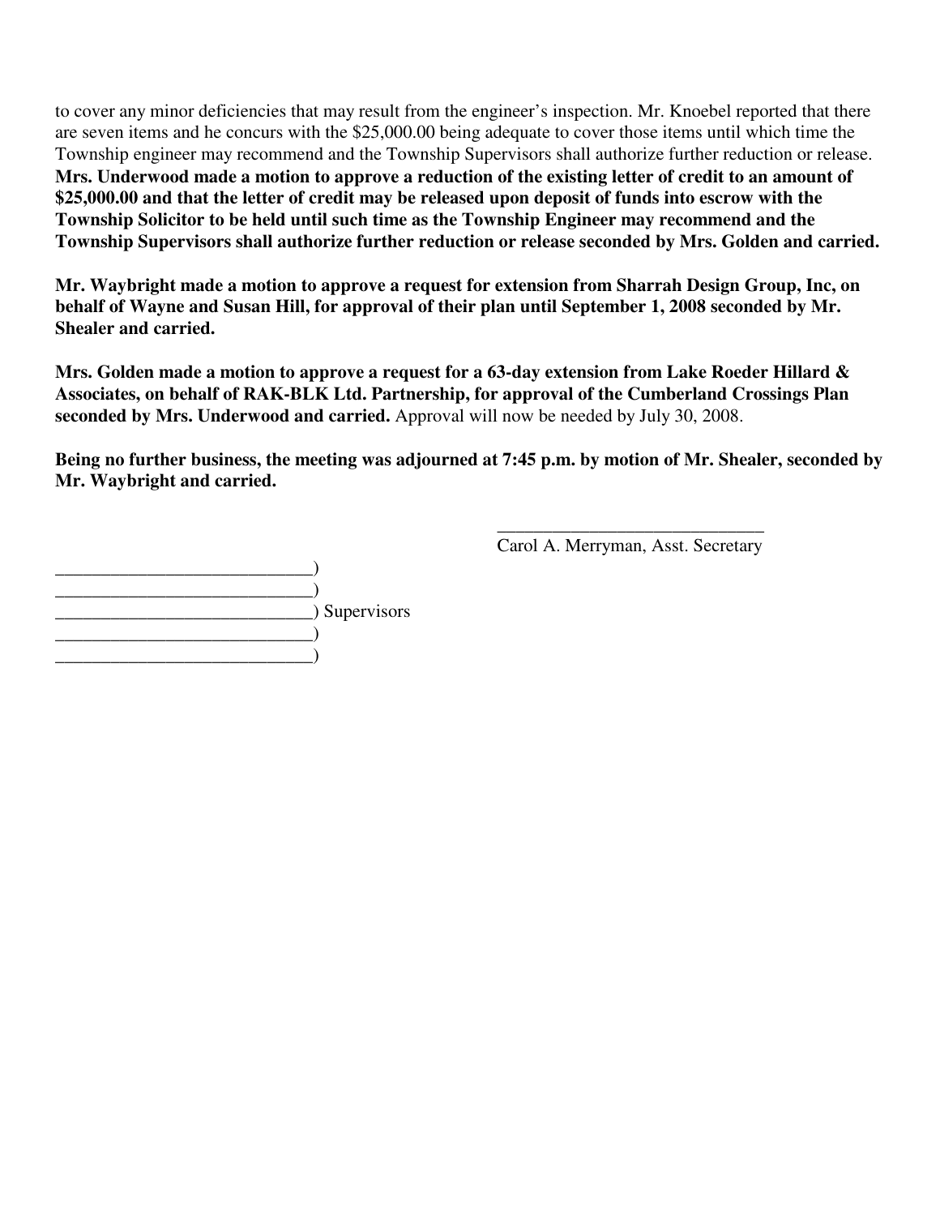to cover any minor deficiencies that may result from the engineer's inspection. Mr. Knoebel reported that there are seven items and he concurs with the $25,000.00 being adequate to cover those items until which time the Township engineer may recommend and the Township Supervisors shall authorize further reduction or release. **Mrs. Underwood made a motion to approve a reduction of the existing letter of credit to an amount of $25,000.00 and that the letter of credit may be released upon deposit of funds into escrow with the Township Solicitor to be held until such time as the Township Engineer may recommend and the Township Supervisors shall authorize further reduction or release seconded by Mrs. Golden and carried.**

**Mr. Waybright made a motion to approve a request for extension from Sharrah Design Group, Inc, on behalf of Wayne and Susan Hill, for approval of their plan until September 1, 2008 seconded by Mr. Shealer and carried.**

**Mrs. Golden made a motion to approve a request for a 63-day extension from Lake Roeder Hillard & Associates, on behalf of RAK-BLK Ltd. Partnership, for approval of the Cumberland Crossings Plan seconded by Mrs. Underwood and carried.** Approval will now be needed by July 30, 2008.

**Being no further business, the meeting was adjourned at 7:45 p.m. by motion of Mr. Shealer, seconded by Mr. Waybright and carried.**

______________________________
Carol A. Merryman, Asst. Secretary

______________________________)
______________________________)
______________________________) Supervisors
______________________________)
______________________________)